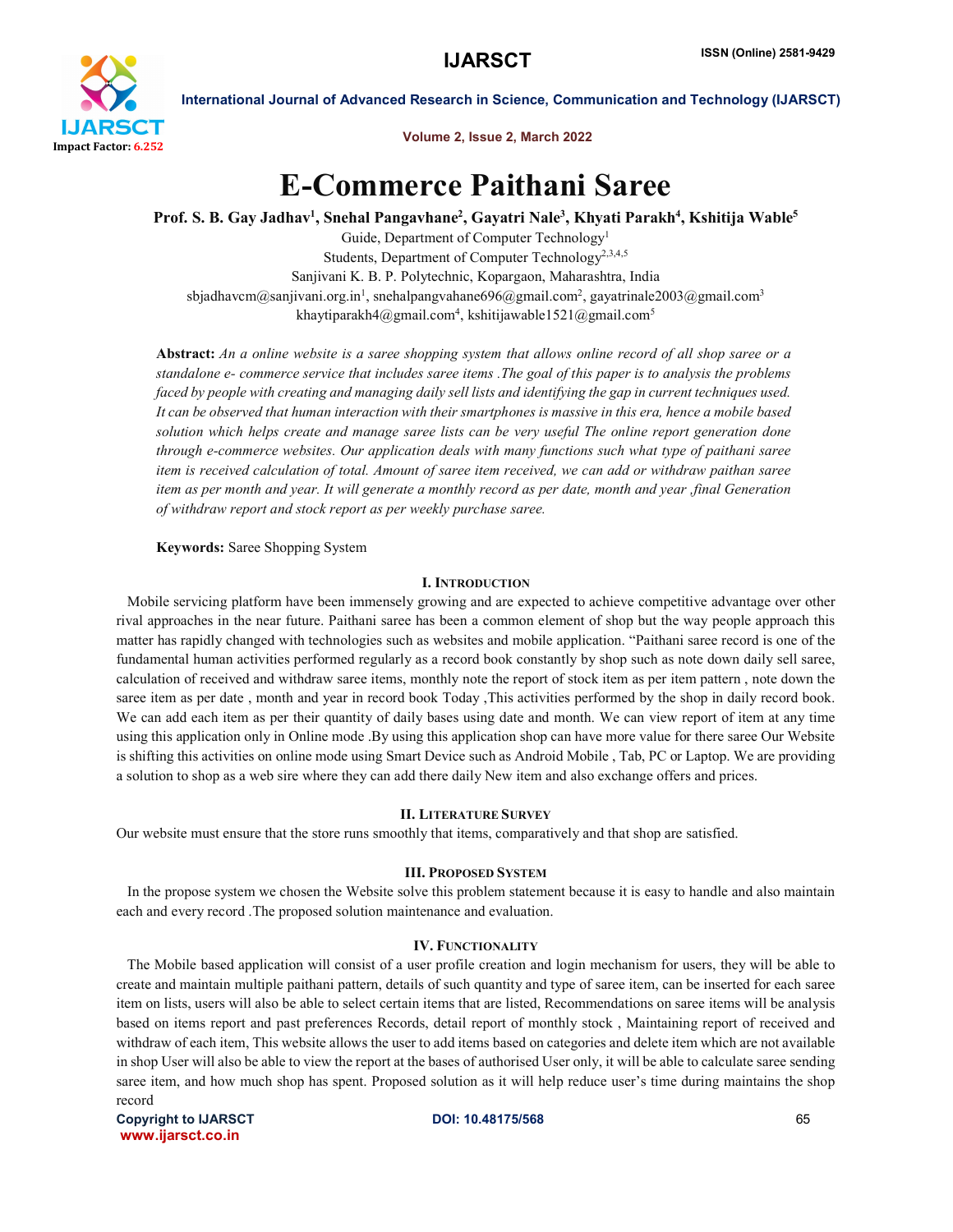# E-Commerce Paithani Saree

**Prof. S. B. Gay Jadhav[1], Snehal Pangavhane[2], Gayatri Nale[3], Khyati Parakh[4], Kshitija Wable[5]**

Guide, Department of Computer Technology[1]

Students, Department of Computer Technology[2,3,4,5]

Sanjivani K. B. P. Polytechnic, Kopargaon, Maharashtra, India

sbjadhavcm@sanjivani.org.in[1], snehalpangvahane696@gmail.com[2], gayatrinale2003@gmail.com[3]

khaytiparakh4@gmail.com[4], kshitijawable1521@gmail.com[5]

**Abstract:** *An a online website is a saree shopping system that allows online record of all shop saree or a standalone e- commerce service that includes saree items .The goal of this paper is to analysis the problems faced by people with creating and managing daily sell lists and identifying the gap in current techniques used. It can be observed that human interaction with their smartphones is massive in this era, hence a mobile based solution which helps create and manage saree lists can be very useful The online report generation done through e-commerce websites. Our application deals with many functions such what type of paithani saree item is received calculation of total. Amount of saree item received, we can add or withdraw paithan saree item as per month and year. It will generate a monthly record as per date, month and year ,final Generation of withdraw report and stock report as per weekly purchase saree.*

**Keywords:** Saree Shopping System

## I. Introduction

Mobile servicing platform have been immensely growing and are expected to achieve competitive advantage over other rival approaches in the near future. Paithani saree has been a common element of shop but the way people approach this matter has rapidly changed with technologies such as websites and mobile application. "Paithani saree record is one of the fundamental human activities performed regularly as a record book constantly by shop such as note down daily sell saree, calculation of received and withdraw saree items, monthly note the report of stock item as per item pattern , note down the saree item as per date , month and year in record book Today ,This activities performed by the shop in daily record book. We can add each item as per their quantity of daily bases using date and month. We can view report of item at any time using this application only in Online mode .By using this application shop can have more value for there saree Our Website is shifting this activities on online mode using Smart Device such as Android Mobile , Tab, PC or Laptop. We are providing a solution to shop as a web sire where they can add there daily New item and also exchange offers and prices.

## II. Literature Survey

Our website must ensure that the store runs smoothly that items, comparatively and that shop are satisfied.

## III. Proposed System

In the propose system we chosen the Website solve this problem statement because it is easy to handle and also maintain each and every record .The proposed solution maintenance and evaluation.

## IV. Functionality

The Mobile based application will consist of a user profile creation and login mechanism for users, they will be able to create and maintain multiple paithani pattern, details of such quantity and type of saree item, can be inserted for each saree item on lists, users will also be able to select certain items that are listed, Recommendations on saree items will be analysis based on items report and past preferences Records, detail report of monthly stock , Maintaining report of received and withdraw of each item, This website allows the user to add items based on categories and delete item which are not available in shop User will also be able to view the report at the bases of authorised User only, it will be able to calculate saree sending saree item, and how much shop has spent. Proposed solution as it will help reduce user's time during maintains the shop record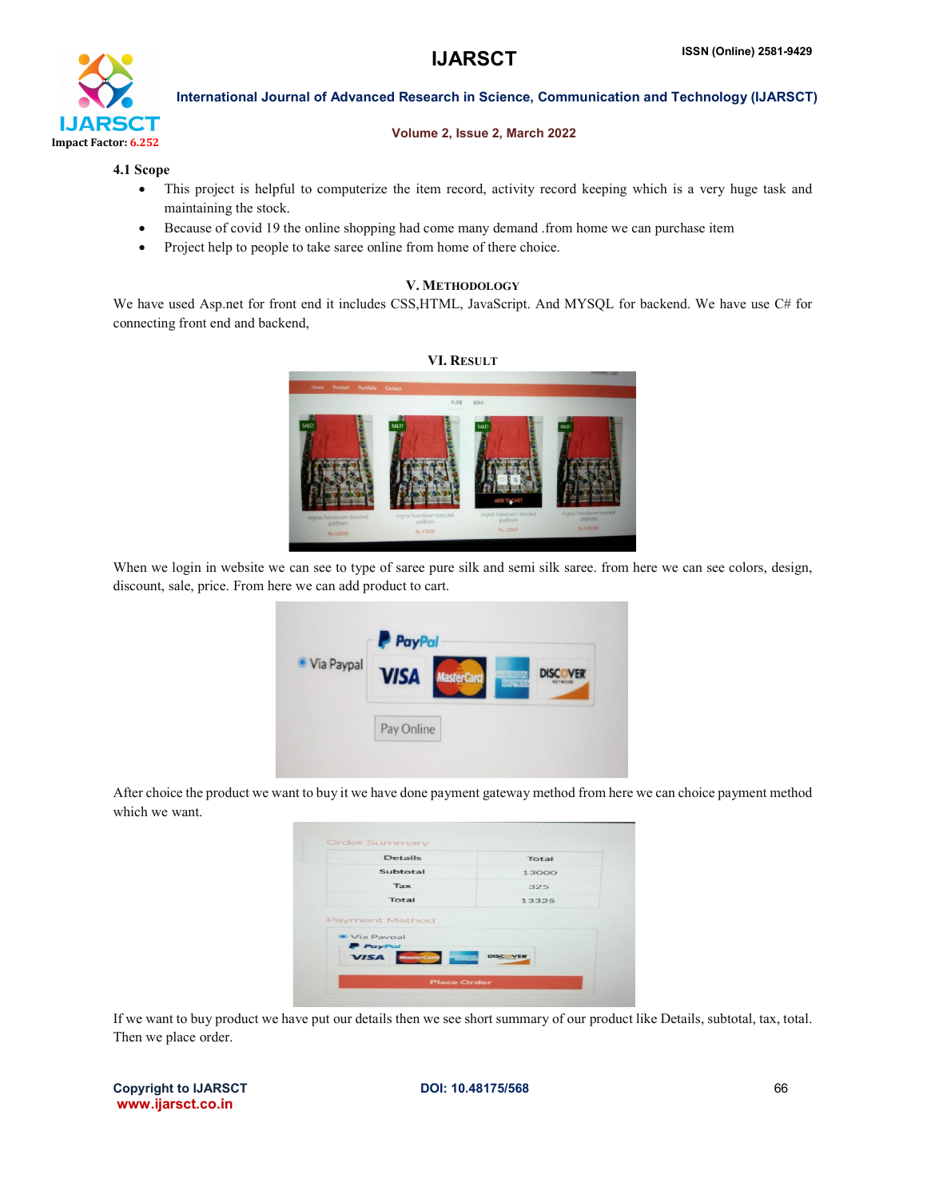### 4.1 Scope

- This project is helpful to computerize the item record, activity record keeping which is a very huge task and maintaining the stock.
- Because of covid 19 the online shopping had come many demand .from home we can purchase item
- Project help to people to take saree online from home of there choice.

## V. Methodology

We have used Asp.net for front end it includes CSS,HTML, JavaScript. And MYSQL for backend. We have use C# for connecting front end and backend,

## VI. Result

When we login in website we can see to type of saree pure silk and semi silk saree. from here we can see colors, design, discount, sale, price. From here we can add product to cart.

After choice the product we want to buy it we have done payment gateway method from here we can choice payment method which we want.

If we want to buy product we have put our details then we see short summary of our product like Details, subtotal, tax, total. Then we place order.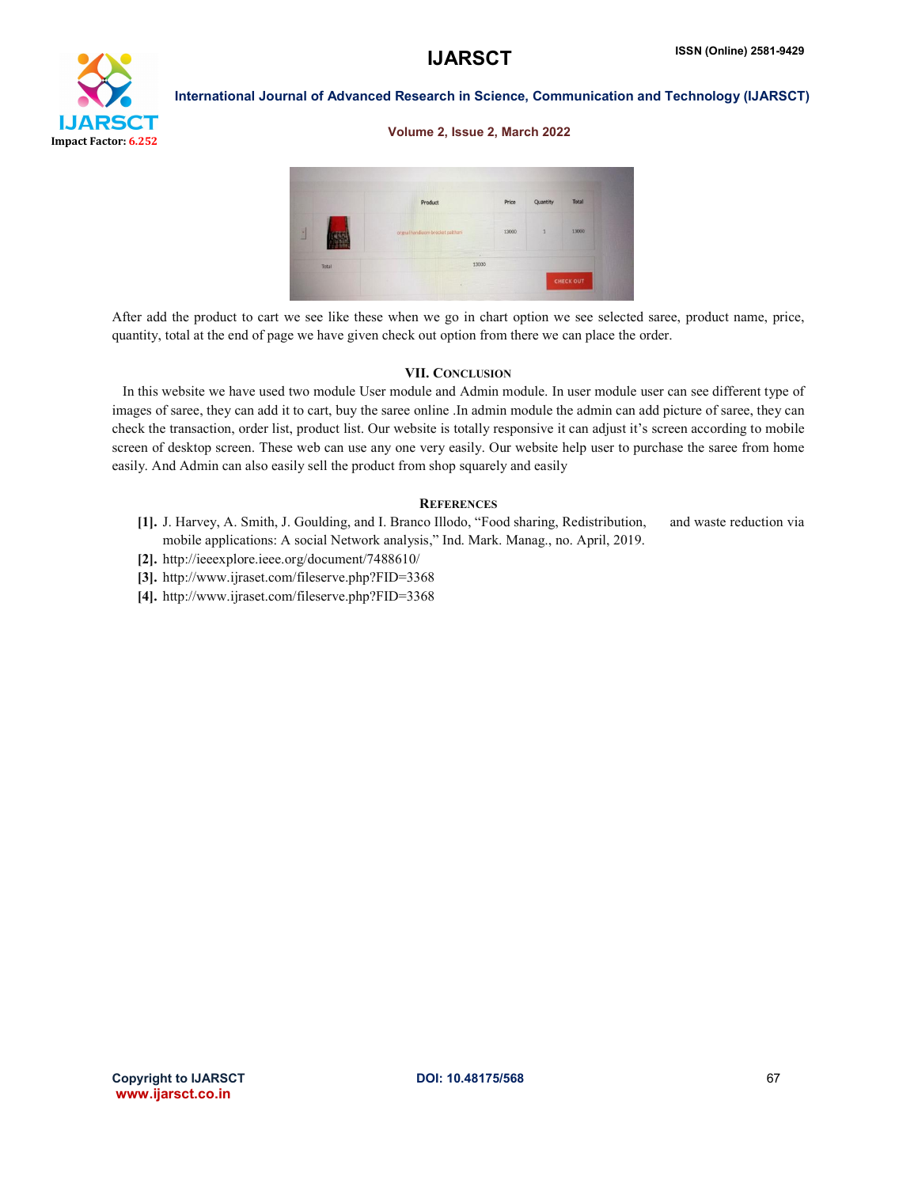After add the product to cart we see like these when we go in chart option we see selected saree, product name, price, quantity, total at the end of page we have given check out option from there we can place the order.

## VII. Conclusion

In this website we have used two module User module and Admin module. In user module user can see different type of images of saree, they can add it to cart, buy the saree online .In admin module the admin can add picture of saree, they can check the transaction, order list, product list. Our website is totally responsive it can adjust it's screen according to mobile screen of desktop screen. These web can use any one very easily. Our website help user to purchase the saree from home easily. And Admin can also easily sell the product from shop squarely and easily

## References

**[1].** J. Harvey, A. Smith, J. Goulding, and I. Branco Illodo, "Food sharing, Redistribution, and waste reduction via mobile applications: A social Network analysis," Ind. Mark. Manag., no. April, 2019.

**[2].** http://ieeexplore.ieee.org/document/7488610/

**[3].** http://www.ijraset.com/fileserve.php?FID=3368

**[4].** http://www.ijraset.com/fileserve.php?FID=3368